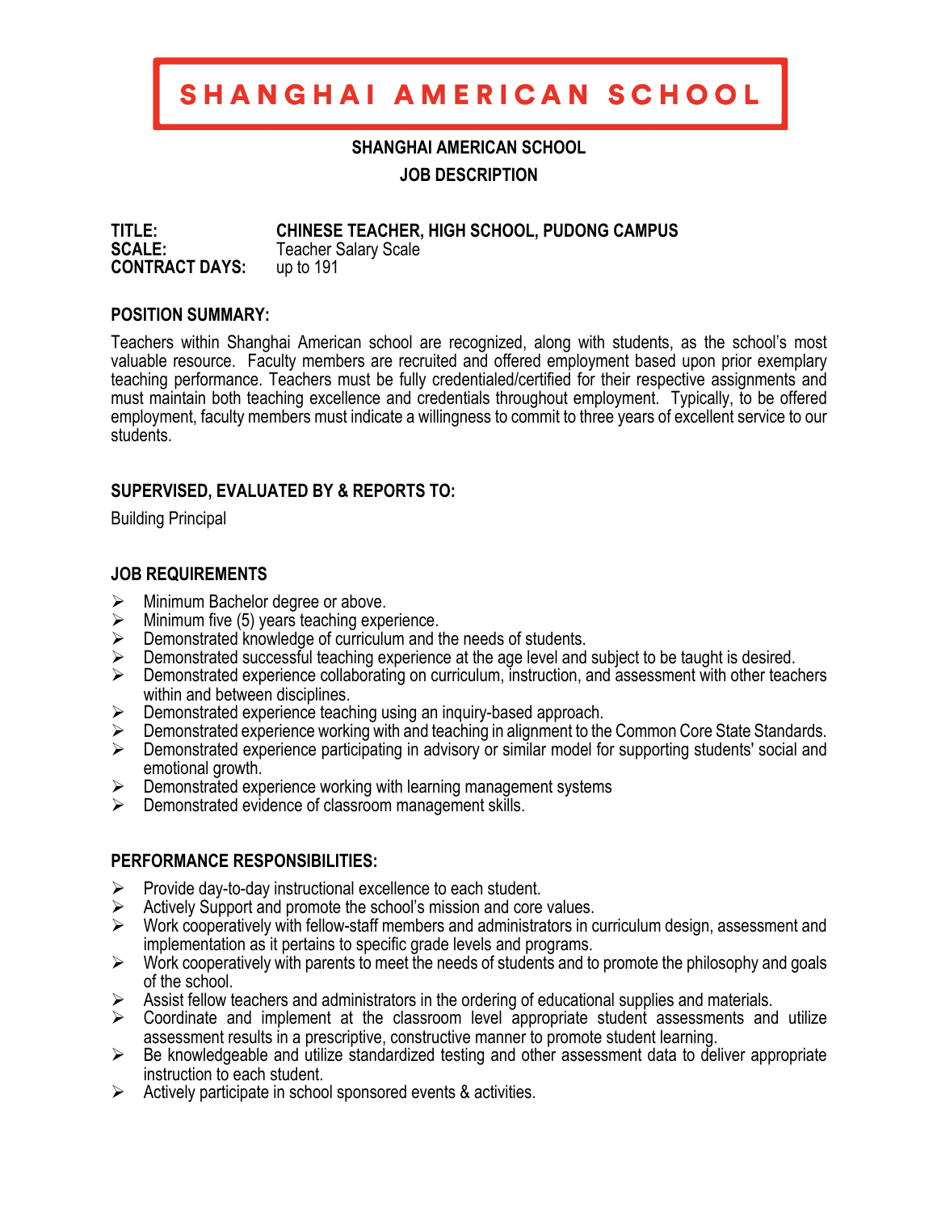# SHANGHAI AMERICAN SCHOOL

**SHANGHAI AMERICAN SCHOOL**

**JOB DESCRIPTION**

**TITLE:** **CHINESE TEACHER, HIGH SCHOOL, PUDONG CAMPUS**
**SCALE:** Teacher Salary Scale
**CONTRACT DAYS:** up to 191

## POSITION SUMMARY:

Teachers within Shanghai American school are recognized, along with students, as the school's most valuable resource. Faculty members are recruited and offered employment based upon prior exemplary teaching performance. Teachers must be fully credentialed/certified for their respective assignments and must maintain both teaching excellence and credentials throughout employment. Typically, to be offered employment, faculty members must indicate a willingness to commit to three years of excellent service to our students.

## SUPERVISED, EVALUATED BY & REPORTS TO:

Building Principal

## JOB REQUIREMENTS

- Minimum Bachelor degree or above.
- Minimum five (5) years teaching experience.
- Demonstrated knowledge of curriculum and the needs of students.
- Demonstrated successful teaching experience at the age level and subject to be taught is desired.
- Demonstrated experience collaborating on curriculum, instruction, and assessment with other teachers within and between disciplines.
- Demonstrated experience teaching using an inquiry-based approach.
- Demonstrated experience working with and teaching in alignment to the Common Core State Standards.
- Demonstrated experience participating in advisory or similar model for supporting students' social and emotional growth.
- Demonstrated experience working with learning management systems
- Demonstrated evidence of classroom management skills.

## PERFORMANCE RESPONSIBILITIES:

- Provide day-to-day instructional excellence to each student.
- Actively Support and promote the school's mission and core values.
- Work cooperatively with fellow-staff members and administrators in curriculum design, assessment and implementation as it pertains to specific grade levels and programs.
- Work cooperatively with parents to meet the needs of students and to promote the philosophy and goals of the school.
- Assist fellow teachers and administrators in the ordering of educational supplies and materials.
- Coordinate and implement at the classroom level appropriate student assessments and utilize assessment results in a prescriptive, constructive manner to promote student learning.
- Be knowledgeable and utilize standardized testing and other assessment data to deliver appropriate instruction to each student.
- Actively participate in school sponsored events & activities.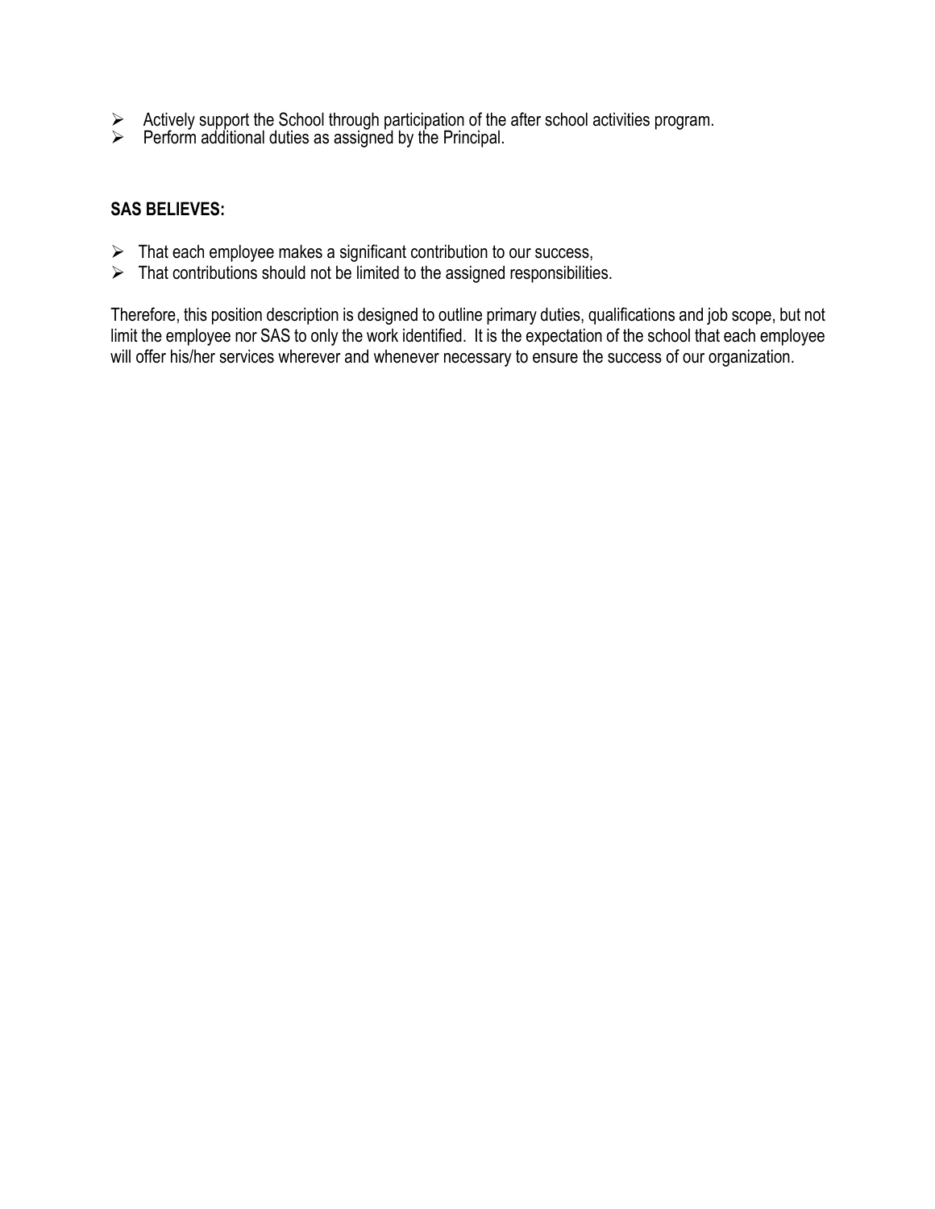- Actively support the School through participation of the after school activities program.
- Perform additional duties as assigned by the Principal.

**SAS BELIEVES:**

- That each employee makes a significant contribution to our success,
- That contributions should not be limited to the assigned responsibilities.

Therefore, this position description is designed to outline primary duties, qualifications and job scope, but not limit the employee nor SAS to only the work identified. It is the expectation of the school that each employee will offer his/her services wherever and whenever necessary to ensure the success of our organization.